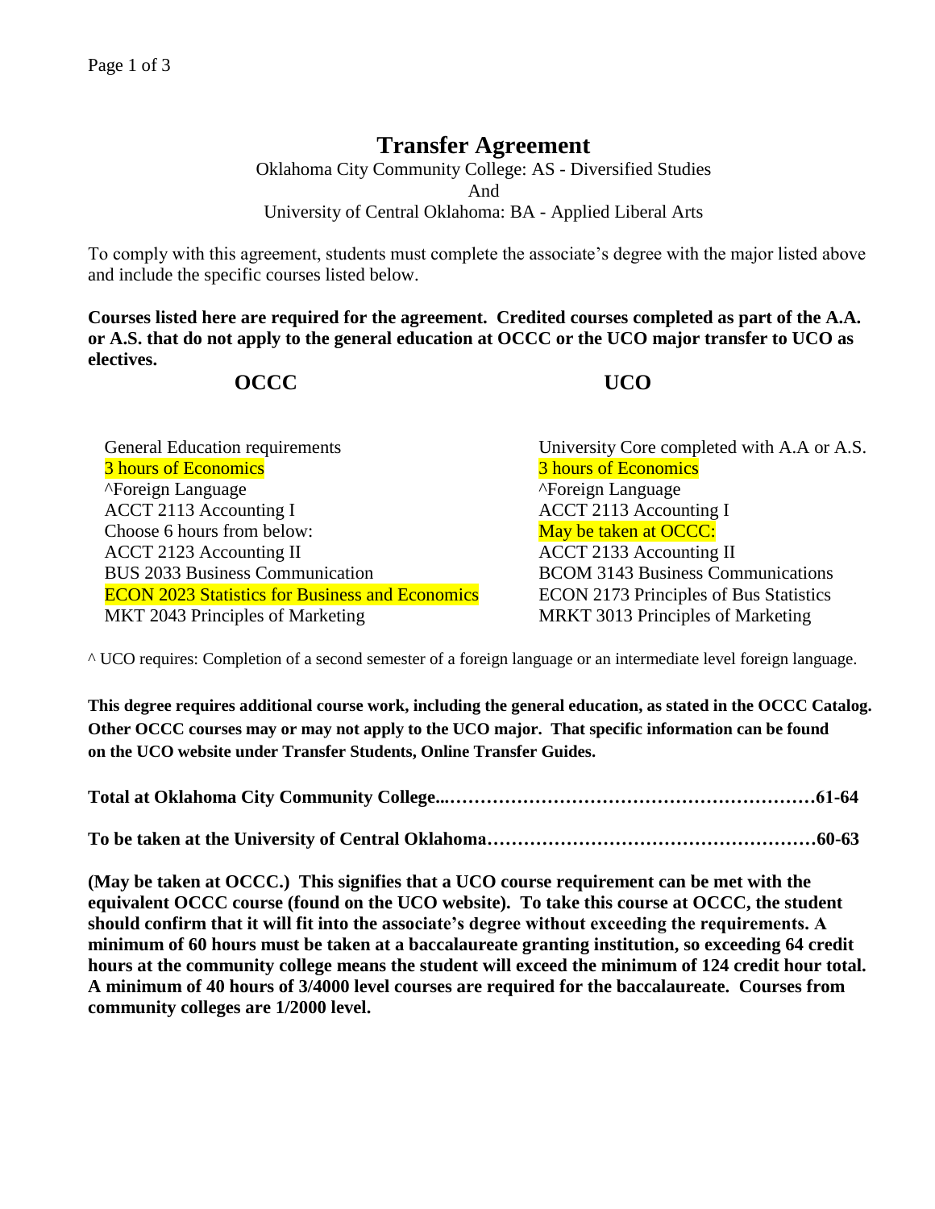# Transfer Agreement

Oklahoma City Community College: AS - Diversified Studies
And
University of Central Oklahoma: BA - Applied Liberal Arts

To comply with this agreement, students must complete the associate's degree with the major listed above and include the specific courses listed below.

**Courses listed here are required for the agreement. Credited courses completed as part of the A.A. or A.S. that do not apply to the general education at OCCC or the UCO major transfer to UCO as electives.**

| OCCC | UCO |
|---|---|
| General Education requirements | University Core completed with A.A or A.S. |
| 3 hours of Economics | 3 hours of Economics |
| ^Foreign Language | ^Foreign Language |
| ACCT 2113 Accounting I | ACCT 2113 Accounting I |
| Choose 6 hours from below: | May be taken at OCCC: |
| ACCT 2123 Accounting II | ACCT 2133 Accounting II |
| BUS 2033 Business Communication | BCOM 3143 Business Communications |
| ECON 2023 Statistics for Business and Economics | ECON 2173 Principles of Bus Statistics |
| MKT 2043 Principles of Marketing | MRKT 3013 Principles of Marketing |

^ UCO requires: Completion of a second semester of a foreign language or an intermediate level foreign language.

**This degree requires additional course work, including the general education, as stated in the OCCC Catalog. Other OCCC courses may or may not apply to the UCO major. That specific information can be found on the UCO website under Transfer Students, Online Transfer Guides.**

**Total at Oklahoma City Community College...……………………………………………………61-64**

**To be taken at the University of Central Oklahoma………………………………………………60-63**

**(May be taken at OCCC.) This signifies that a UCO course requirement can be met with the equivalent OCCC course (found on the UCO website). To take this course at OCCC, the student should confirm that it will fit into the associate's degree without exceeding the requirements. A minimum of 60 hours must be taken at a baccalaureate granting institution, so exceeding 64 credit hours at the community college means the student will exceed the minimum of 124 credit hour total. A minimum of 40 hours of 3/4000 level courses are required for the baccalaureate. Courses from community colleges are 1/2000 level.**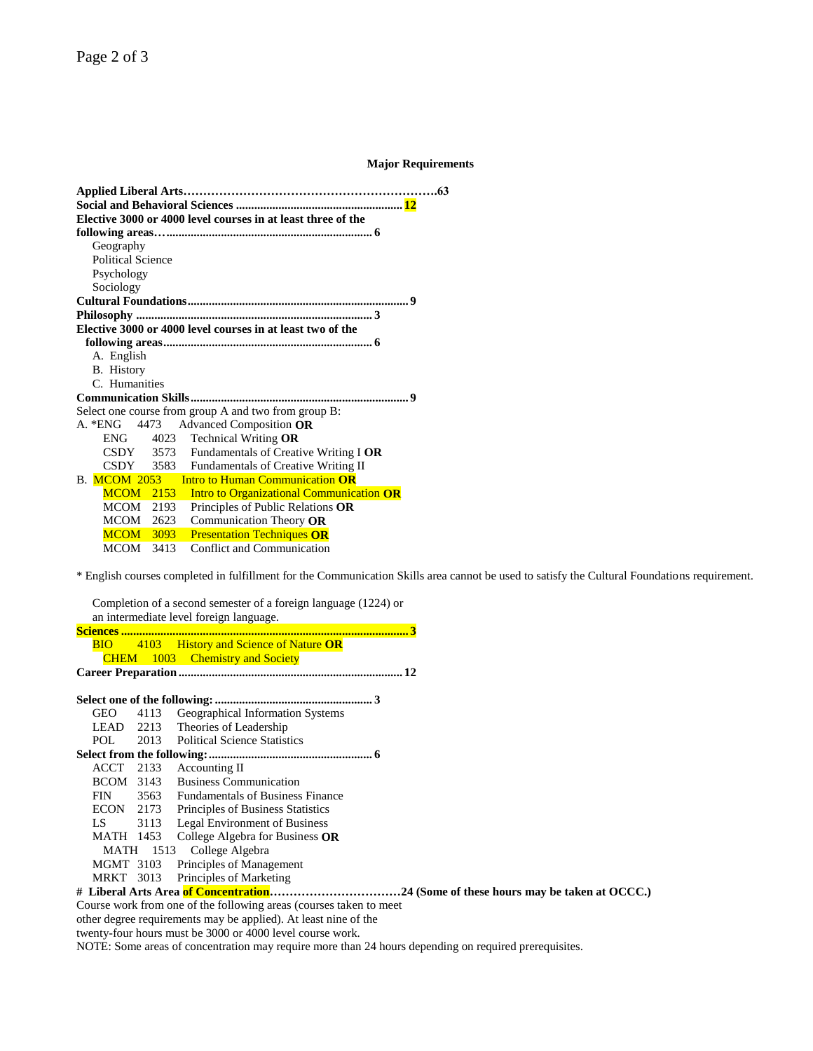## Major Requirements

**Applied Liberal Arts……………………………………………………63**

**Social and Behavioral Sciences ...................................................... 12**

**Elective 3000 or 4000 level courses in at least three of the following areas…................................................................ 6**

- Geography
- Political Science
- Psychology
- Sociology

**Cultural Foundations........................................................................ 9**

**Philosophy ............................................................................. 3**

**Elective 3000 or 4000 level courses in at least two of the following areas.................................................................... 6**

- A. English
- B. History
- C. Humanities

**Communication Skills........................................................................ 9**

Select one course from group A and two from group B:

A. *ENG 4473 Advanced Composition **OR**
   ENG 4023 Technical Writing **OR**
   CSDY 3573 Fundamentals of Creative Writing I **OR**
   CSDY 3583 Fundamentals of Creative Writing II

B. MCOM 2053 Intro to Human Communication **OR**
   MCOM 2153 Intro to Organizational Communication **OR**
   MCOM 2193 Principles of Public Relations **OR**
   MCOM 2623 Communication Theory **OR**
   MCOM 3093 Presentation Techniques **OR**
   MCOM 3413 Conflict and Communication

* English courses completed in fulfillment for the Communication Skills area cannot be used to satisfy the Cultural Foundations requirement.

Completion of a second semester of a foreign language (1224) or an intermediate level foreign language.

**Sciences ................................................................................................ 3**

- BIO 4103 History and Science of Nature **OR**
- CHEM 1003 Chemistry and Society

**Career Preparation ......................................................................... 12**

**Select one of the following: .................................................... 3**

- GEO 4113 Geographical Information Systems
- LEAD 2213 Theories of Leadership
- POL 2013 Political Science Statistics

**Select from the following:..................................................... 6**

- ACCT 2133 Accounting II
- BCOM 3143 Business Communication
- FIN 3563 Fundamentals of Business Finance
- ECON 2173 Principles of Business Statistics
- LS 3113 Legal Environment of Business
- MATH 1453 College Algebra for Business **OR**
  MATH 1513 College Algebra
- MGMT 3103 Principles of Management
- MRKT 3013 Principles of Marketing

**# Liberal Arts Area of Concentration……………………………24 (Some of these hours may be taken at OCCC.)**

Course work from one of the following areas (courses taken to meet other degree requirements may be applied). At least nine of the twenty-four hours must be 3000 or 4000 level course work.

NOTE: Some areas of concentration may require more than 24 hours depending on required prerequisites.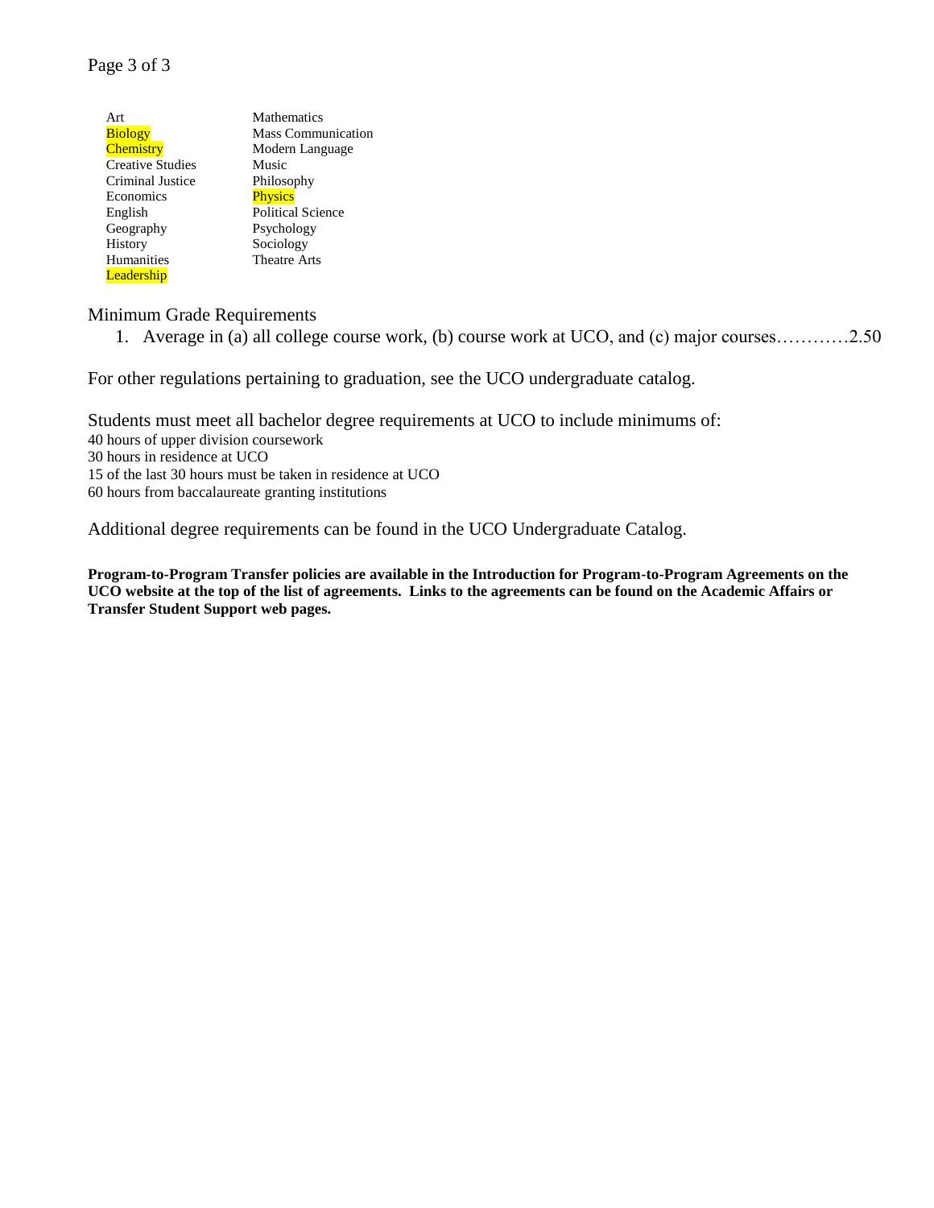| | |
|---|---|
| Art | Mathematics |
| Biology | Mass Communication |
| Chemistry | Modern Language |
| Creative Studies | Music |
| Criminal Justice | Philosophy |
| Economics | Physics |
| English | Political Science |
| Geography | Psychology |
| History | Sociology |
| Humanities | Theatre Arts |
| Leadership | |

Minimum Grade Requirements

1. Average in (a) all college course work, (b) course work at UCO, and (c) major courses…………2.50

For other regulations pertaining to graduation, see the UCO undergraduate catalog.

Students must meet all bachelor degree requirements at UCO to include minimums of:
40 hours of upper division coursework
30 hours in residence at UCO
15 of the last 30 hours must be taken in residence at UCO
60 hours from baccalaureate granting institutions

Additional degree requirements can be found in the UCO Undergraduate Catalog.

**Program-to-Program Transfer policies are available in the Introduction for Program-to-Program Agreements on the UCO website at the top of the list of agreements. Links to the agreements can be found on the Academic Affairs or Transfer Student Support web pages.**